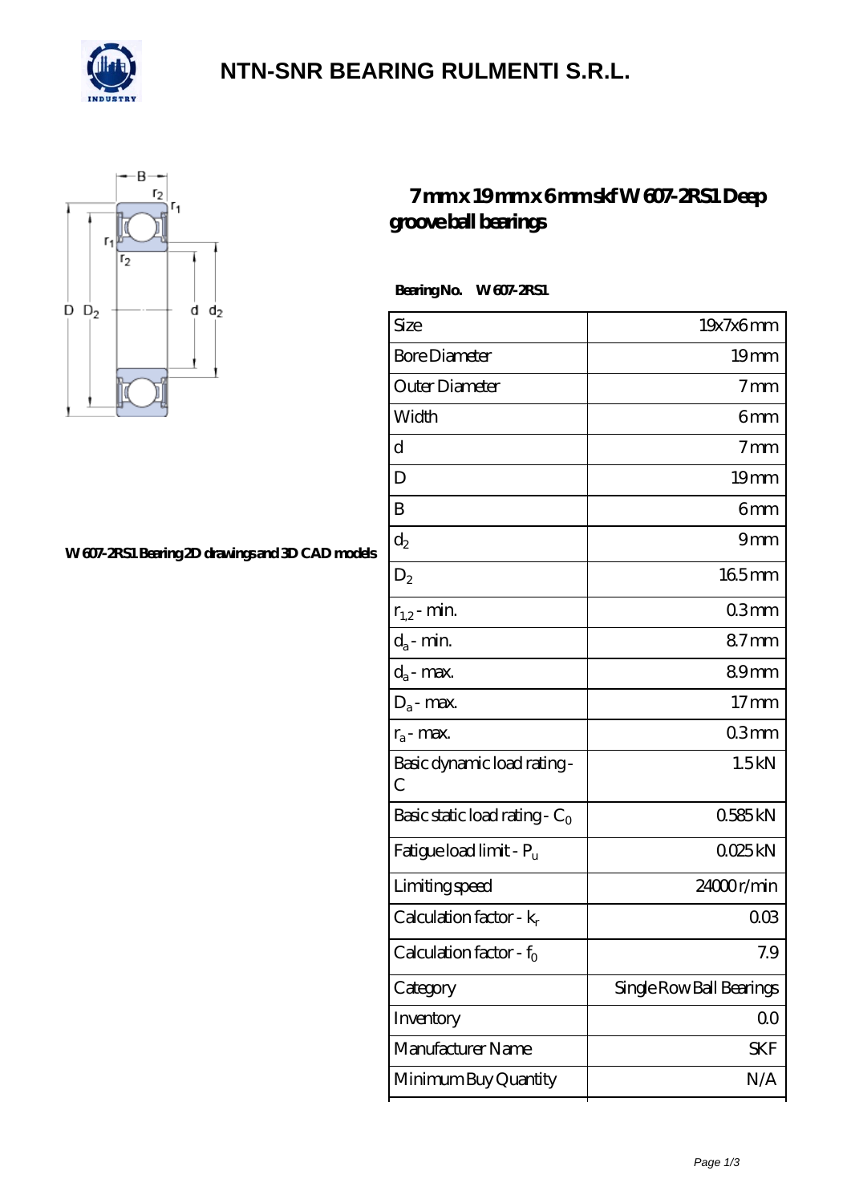# NTN-SNR BEARING RULMENTI S.R.L.

## 7mm x 19mm x 6mm skf W 607-2RS1 Deep groove ball bearings

W 607-2RS1 Bearing 2D drawings and 3D CAD models

**Bearing No.** W 607-2RS1

| | |
|---|---|
| Size | 19x7x6 mm |
| Bore Diameter | 19 mm |
| Outer Diameter | 7 mm |
| Width | 6 mm |
| d | 7 mm |
| D | 19 mm |
| B | 6 mm |
| $d_2$ | 9 mm |
| $D_2$ | 16.5 mm |
| $r_{1,2}$ - min. | 0.3 mm |
| $d_a$ - min. | 8.7 mm |
| $d_a$ - max. | 8.9 mm |
| $D_a$ - max. | 17 mm |
| $r_a$ - max. | 0.3 mm |
| Basic dynamic load rating - C | 1.5 kN |
| Basic static load rating - $C_0$ | 0.585 kN |
| Fatigue load limit - $P_u$ | 0.025 kN |
| Limiting speed | 24000 r/min |
| Calculation factor - $k_r$ | 0.03 |
| Calculation factor - $f_0$ | 7.9 |
| Category | Single Row Ball Bearings |
| Inventory | 0.0 |
| Manufacturer Name | SKF |
| Minimum Buy Quantity | N/A |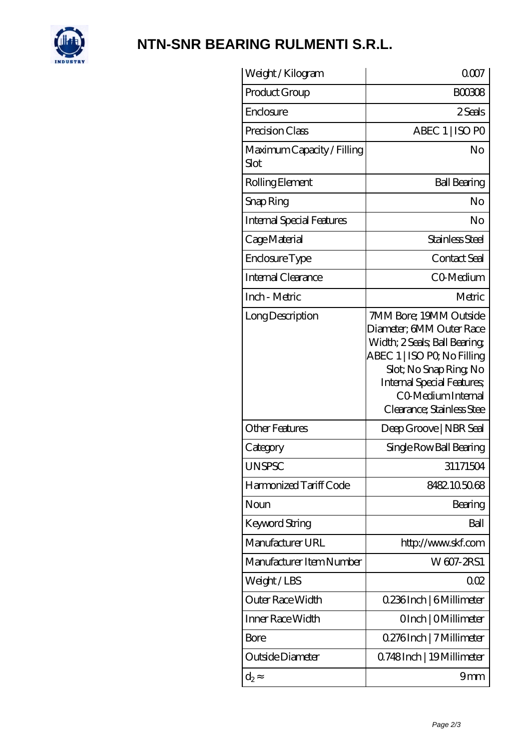# NTN-SNR BEARING RULMENTI S.R.L.

| Weight / Kilogram | 0.007 |
|---|---|
| Product Group | B00308 |
| Enclosure | 2 Seals |
| Precision Class | ABEC 1 \| ISO P0 |
| Maximum Capacity / Filling Slot | No |
| Rolling Element | Ball Bearing |
| Snap Ring | No |
| Internal Special Features | No |
| Cage Material | Stainless Steel |
| Enclosure Type | Contact Seal |
| Internal Clearance | C0-Medium |
| Inch - Metric | Metric |
| Long Description | 7MM Bore; 19MM Outside Diameter; 6MM Outer Race Width; 2 Seals; Ball Bearing; ABEC 1 \| ISO P0; No Filling Slot; No Snap Ring; No Internal Special Features; C0-Medium Internal Clearance; Stainless Stee |
| Other Features | Deep Groove \| NBR Seal |
| Category | Single Row Ball Bearing |
| UNSPSC | 31171504 |
| Harmonized Tariff Code | 8482.10.50.68 |
| Noun | Bearing |
| Keyword String | Ball |
| Manufacturer URL | http://www.skf.com |
| Manufacturer Item Number | W 607-2RS1 |
| Weight / LBS | 0.02 |
| Outer Race Width | 0.236 Inch \| 6 Millimeter |
| Inner Race Width | 0 Inch \| 0 Millimeter |
| Bore | 0.276 Inch \| 7 Millimeter |
| Outside Diameter | 0.748 Inch \| 19 Millimeter |
| $d_2 \approx$ | 9 mm |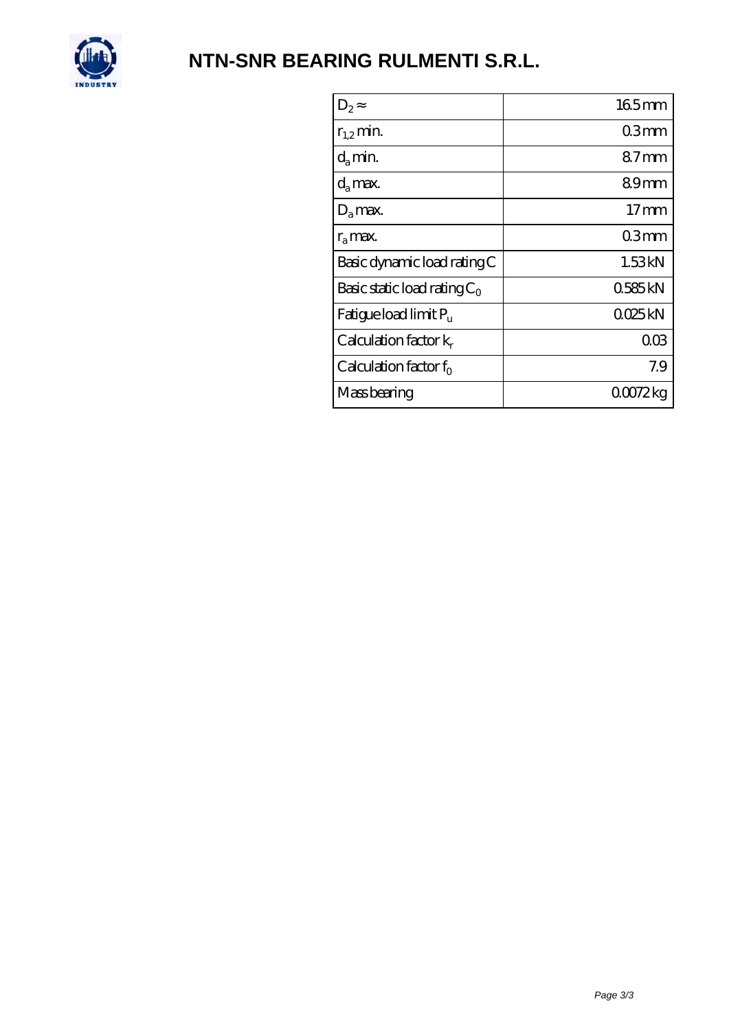# NTN-SNR BEARING RULMENTI S.R.L.

| | |
|---|---|
| $D_2 \approx$ | 16.5 mm |
| $r_{1,2}$ min. | 0.3 mm |
| $d_a$ min. | 8.7 mm |
| $d_a$ max. | 8.9 mm |
| $D_a$ max. | 17 mm |
| $r_a$ max. | 0.3 mm |
| Basic dynamic load rating C | 1.53 kN |
| Basic static load rating $C_0$ | 0.585 kN |
| Fatigue load limit $P_u$ | 0.025 kN |
| Calculation factor $k_r$ | 0.03 |
| Calculation factor $f_0$ | 7.9 |
| Mass bearing | 0.0072 kg |